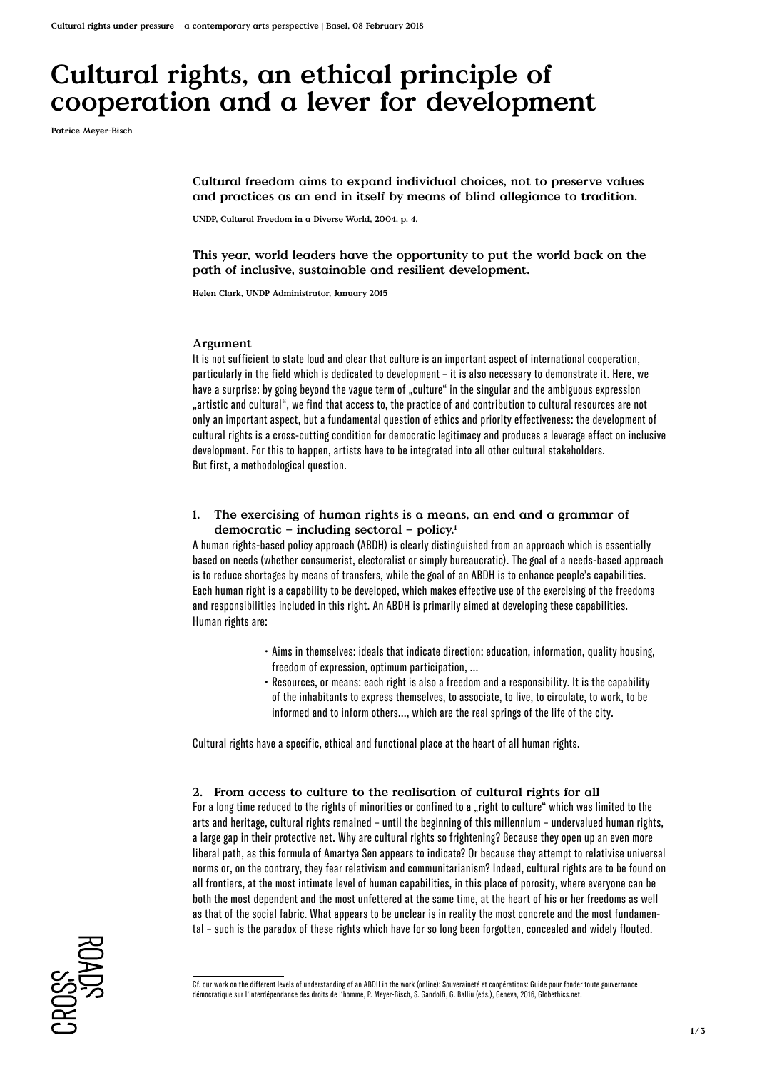# Cultural rights, an ethical principle of cooperation and a lever for development

Patrice Meyer-Bisch

**Cultural freedom aims to expand individual choices, not to preserve values and practices as an end in itself by means of blind allegiance to tradition.**

UNDP, Cultural Freedom in a Diverse World, 2004, p. 4.

**This year, world leaders have the opportunity to put the world back on the path of inclusive, sustainable and resilient development.**

Helen Clark, UNDP Administrator, January 2015

### Argument

It is not sufficient to state loud and clear that culture is an important aspect of international cooperation, particularly in the field which is dedicated to development – it is also necessary to demonstrate it. Here, we have a surprise: by going beyond the vague term of „culture" in the singular and the ambiguous expression „artistic and cultural", we find that access to, the practice of and contribution to cultural resources are not only an important aspect, but a fundamental question of ethics and priority effectiveness: the development of cultural rights is a cross-cutting condition for democratic legitimacy and produces a leverage effect on inclusive development. For this to happen, artists have to be integrated into all other cultural stakeholders.
But first, a methodological question.

### 1. The exercising of human rights is a means, an end and a grammar of democratic – including sectoral – policy.[1]

A human rights-based policy approach (ABDH) is clearly distinguished from an approach which is essentially based on needs (whether consumerist, electoralist or simply bureaucratic). The goal of a needs-based approach is to reduce shortages by means of transfers, while the goal of an ABDH is to enhance people's capabilities. Each human right is a capability to be developed, which makes effective use of the exercising of the freedoms and responsibilities included in this right. An ABDH is primarily aimed at developing these capabilities.
Human rights are:

- Aims in themselves: ideals that indicate direction: education, information, quality housing, freedom of expression, optimum participation, ...
- Resources, or means: each right is also a freedom and a responsibility. It is the capability of the inhabitants to express themselves, to associate, to live, to circulate, to work, to be informed and to inform others..., which are the real springs of the life of the city.

Cultural rights have a specific, ethical and functional place at the heart of all human rights.

### 2. From access to culture to the realisation of cultural rights for all

For a long time reduced to the rights of minorities or confined to a „right to culture" which was limited to the arts and heritage, cultural rights remained – until the beginning of this millennium – undervalued human rights, a large gap in their protective net. Why are cultural rights so frightening? Because they open up an even more liberal path, as this formula of Amartya Sen appears to indicate? Or because they attempt to relativise universal norms or, on the contrary, they fear relativism and communitarianism? Indeed, cultural rights are to be found on all frontiers, at the most intimate level of human capabilities, in this place of porosity, where everyone can be both the most dependent and the most unfettered at the same time, at the heart of his or her freedoms as well as that of the social fabric. What appears to be unclear is in reality the most concrete and the most fundamental – such is the paradox of these rights which have for so long been forgotten, concealed and widely flouted.

[1] Cf. our work on the different levels of understanding of an ABDH in the work (online): Souveraineté et coopérations: Guide pour fonder toute gouvernance démocratique sur l'interdépendance des droits de l'homme, P. Meyer-Bisch, S. Gandolfi, G. Balliu (eds.), Geneva, 2016, Globethics.net.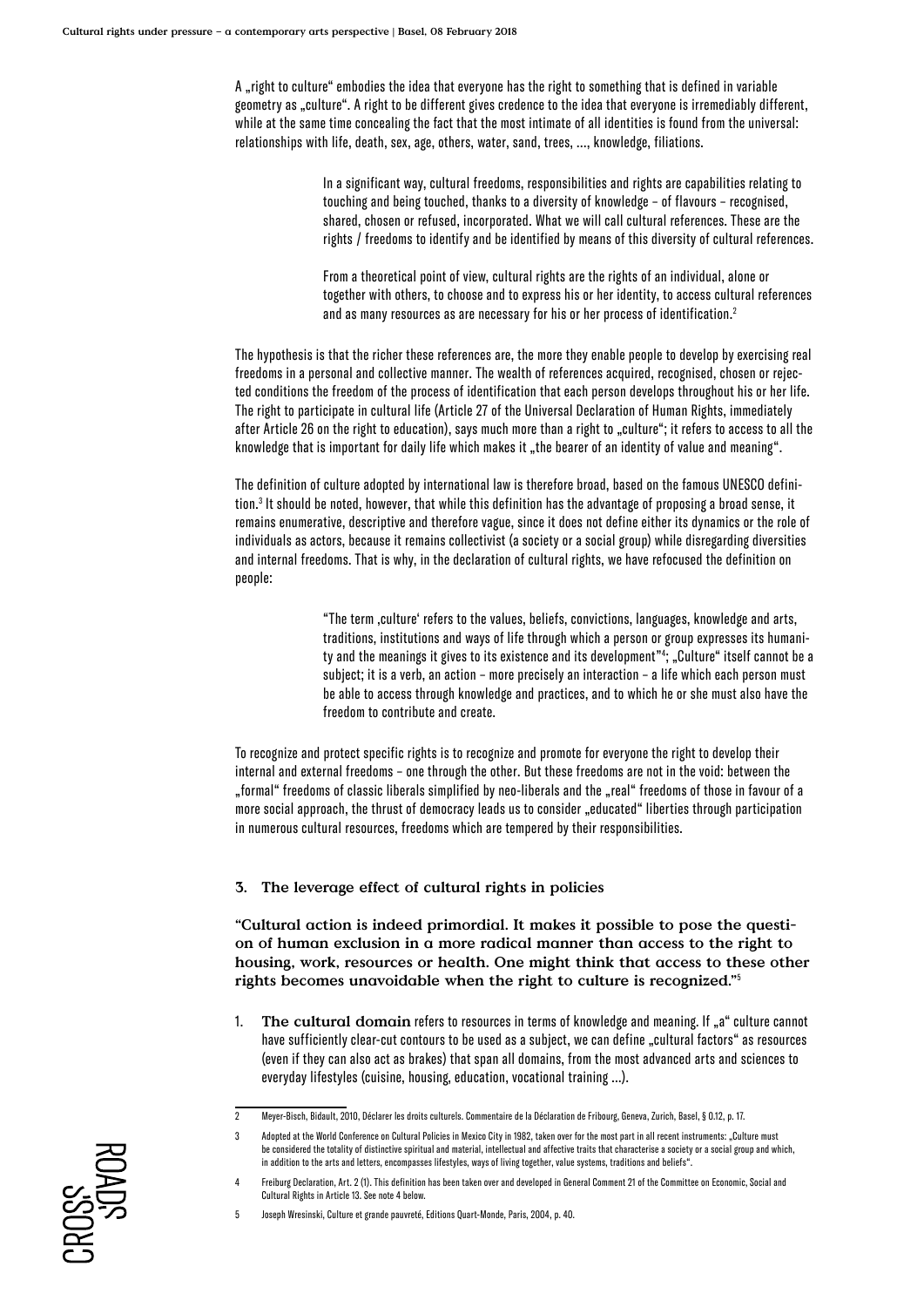A „right to culture" embodies the idea that everyone has the right to something that is defined in variable geometry as „culture". A right to be different gives credence to the idea that everyone is irremediably different, while at the same time concealing the fact that the most intimate of all identities is found from the universal: relationships with life, death, sex, age, others, water, sand, trees, ..., knowledge, filiations.

> In a significant way, cultural freedoms, responsibilities and rights are capabilities relating to touching and being touched, thanks to a diversity of knowledge – of flavours – recognised, shared, chosen or refused, incorporated. What we will call cultural references. These are the rights / freedoms to identify and be identified by means of this diversity of cultural references.
>
> From a theoretical point of view, cultural rights are the rights of an individual, alone or together with others, to choose and to express his or her identity, to access cultural references and as many resources as are necessary for his or her process of identification.[2]

The hypothesis is that the richer these references are, the more they enable people to develop by exercising real freedoms in a personal and collective manner. The wealth of references acquired, recognised, chosen or rejected conditions the freedom of the process of identification that each person develops throughout his or her life. The right to participate in cultural life (Article 27 of the Universal Declaration of Human Rights, immediately after Article 26 on the right to education), says much more than a right to „culture"; it refers to access to all the knowledge that is important for daily life which makes it „the bearer of an identity of value and meaning".

The definition of culture adopted by international law is therefore broad, based on the famous UNESCO definition.[3] It should be noted, however, that while this definition has the advantage of proposing a broad sense, it remains enumerative, descriptive and therefore vague, since it does not define either its dynamics or the role of individuals as actors, because it remains collectivist (a society or a social group) while disregarding diversities and internal freedoms. That is why, in the declaration of cultural rights, we have refocused the definition on people:

> "The term ‚culture' refers to the values, beliefs, convictions, languages, knowledge and arts, traditions, institutions and ways of life through which a person or group expresses its humanity and the meanings it gives to its existence and its development"[4]; „Culture" itself cannot be a subject; it is a verb, an action – more precisely an interaction – a life which each person must be able to access through knowledge and practices, and to which he or she must also have the freedom to contribute and create.

To recognize and protect specific rights is to recognize and promote for everyone the right to develop their internal and external freedoms – one through the other. But these freedoms are not in the void: between the „formal" freedoms of classic liberals simplified by neo-liberals and the „real" freedoms of those in favour of a more social approach, the thrust of democracy leads us to consider „educated" liberties through participation in numerous cultural resources, freedoms which are tempered by their responsibilities.

### 3. The leverage effect of cultural rights in policies

**"Cultural action is indeed primordial. It makes it possible to pose the question of human exclusion in a more radical manner than access to the right to housing, work, resources or health. One might think that access to these other rights becomes unavoidable when the right to culture is recognized."[5]**

1. **The cultural domain** refers to resources in terms of knowledge and meaning. If „a" culture cannot have sufficiently clear-cut contours to be used as a subject, we can define „cultural factors" as resources (even if they can also act as brakes) that span all domains, from the most advanced arts and sciences to everyday lifestyles (cuisine, housing, education, vocational training ...).

---

[2] Meyer-Bisch, Bidault, 2010, Déclarer les droits culturels. Commentaire de la Déclaration de Fribourg, Geneva, Zurich, Basel, § 0.12, p. 17.

[3] Adopted at the World Conference on Cultural Policies in Mexico City in 1982, taken over for the most part in all recent instruments: „Culture must be considered the totality of distinctive spiritual and material, intellectual and affective traits that characterise a society or a social group and which, in addition to the arts and letters, encompasses lifestyles, ways of living together, value systems, traditions and beliefs".

[4] Freiburg Declaration, Art. 2 (1). This definition has been taken over and developed in General Comment 21 of the Committee on Economic, Social and Cultural Rights in Article 13. See note 4 below.

[5] Joseph Wresinski, Culture et grande pauvreté, Editions Quart-Monde, Paris, 2004, p. 40.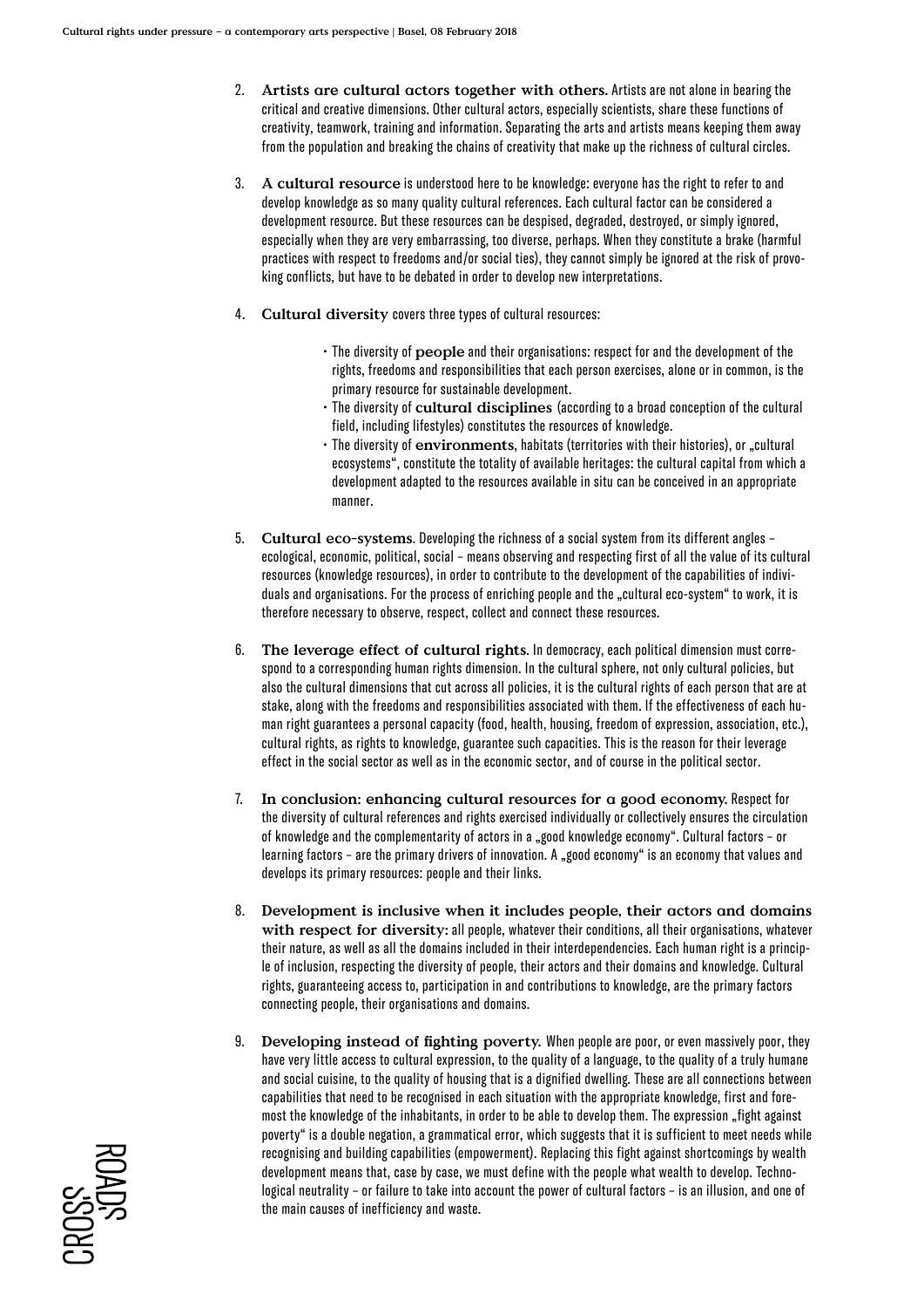2. **Artists are cultural actors together with others.** Artists are not alone in bearing the critical and creative dimensions. Other cultural actors, especially scientists, share these functions of creativity, teamwork, training and information. Separating the arts and artists means keeping them away from the population and breaking the chains of creativity that make up the richness of cultural circles.

3. **A cultural resource** is understood here to be knowledge: everyone has the right to refer to and develop knowledge as so many quality cultural references. Each cultural factor can be considered a development resource. But these resources can be despised, degraded, destroyed, or simply ignored, especially when they are very embarrassing, too diverse, perhaps. When they constitute a brake (harmful practices with respect to freedoms and/or social ties), they cannot simply be ignored at the risk of provoking conflicts, but have to be debated in order to develop new interpretations.

4. **Cultural diversity** covers three types of cultural resources:

   - The diversity of **people** and their organisations: respect for and the development of the rights, freedoms and responsibilities that each person exercises, alone or in common, is the primary resource for sustainable development.
   - The diversity of **cultural disciplines** (according to a broad conception of the cultural field, including lifestyles) constitutes the resources of knowledge.
   - The diversity of **environments**, habitats (territories with their histories), or „cultural ecosystems", constitute the totality of available heritages: the cultural capital from which a development adapted to the resources available in situ can be conceived in an appropriate manner.

5. **Cultural eco-systems**. Developing the richness of a social system from its different angles – ecological, economic, political, social – means observing and respecting first of all the value of its cultural resources (knowledge resources), in order to contribute to the development of the capabilities of individuals and organisations. For the process of enriching people and the „cultural eco-system" to work, it is therefore necessary to observe, respect, collect and connect these resources.

6. **The leverage effect of cultural rights**. In democracy, each political dimension must correspond to a corresponding human rights dimension. In the cultural sphere, not only cultural policies, but also the cultural dimensions that cut across all policies, it is the cultural rights of each person that are at stake, along with the freedoms and responsibilities associated with them. If the effectiveness of each human right guarantees a personal capacity (food, health, housing, freedom of expression, association, etc.), cultural rights, as rights to knowledge, guarantee such capacities. This is the reason for their leverage effect in the social sector as well as in the economic sector, and of course in the political sector.

7. **In conclusion: enhancing cultural resources for a good economy.** Respect for the diversity of cultural references and rights exercised individually or collectively ensures the circulation of knowledge and the complementarity of actors in a „good knowledge economy". Cultural factors – or learning factors – are the primary drivers of innovation. A „good economy" is an economy that values and develops its primary resources: people and their links.

8. **Development is inclusive when it includes people, their actors and domains with respect for diversity:** all people, whatever their conditions, all their organisations, whatever their nature, as well as all the domains included in their interdependencies. Each human right is a principle of inclusion, respecting the diversity of people, their actors and their domains and knowledge. Cultural rights, guaranteeing access to, participation in and contributions to knowledge, are the primary factors connecting people, their organisations and domains.

9. **Developing instead of fighting poverty.** When people are poor, or even massively poor, they have very little access to cultural expression, to the quality of a language, to the quality of a truly humane and social cuisine, to the quality of housing that is a dignified dwelling. These are all connections between capabilities that need to be recognised in each situation with the appropriate knowledge, first and foremost the knowledge of the inhabitants, in order to be able to develop them. The expression „fight against poverty" is a double negation, a grammatical error, which suggests that it is sufficient to meet needs while recognising and building capabilities (empowerment). Replacing this fight against shortcomings by wealth development means that, case by case, we must define with the people what wealth to develop. Technological neutrality – or failure to take into account the power of cultural factors – is an illusion, and one of the main causes of inefficiency and waste.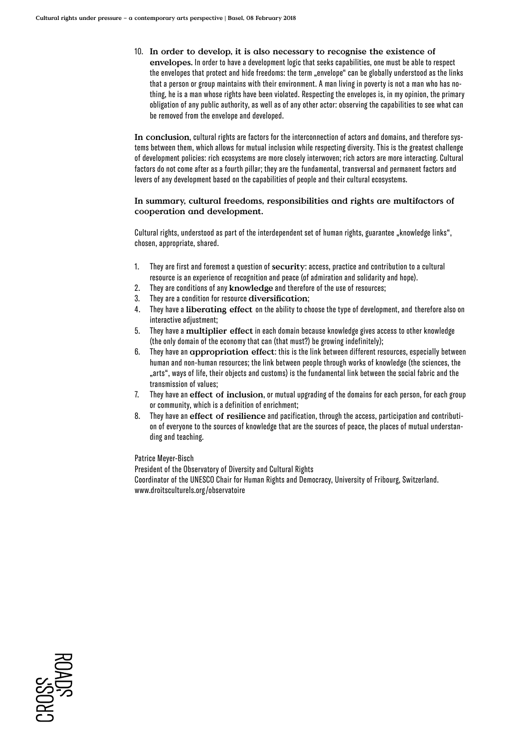10. **In order to develop, it is also necessary to recognise the existence of envelopes.** In order to have a development logic that seeks capabilities, one must be able to respect the envelopes that protect and hide freedoms: the term „envelope" can be globally understood as the links that a person or group maintains with their environment. A man living in poverty is not a man who has nothing, he is a man whose rights have been violated. Respecting the envelopes is, in my opinion, the primary obligation of any public authority, as well as of any other actor: observing the capabilities to see what can be removed from the envelope and developed.

**In conclusion**, cultural rights are factors for the interconnection of actors and domains, and therefore systems between them, which allows for mutual inclusion while respecting diversity. This is the greatest challenge of development policies: rich ecosystems are more closely interwoven; rich actors are more interacting. Cultural factors do not come after as a fourth pillar; they are the fundamental, transversal and permanent factors and levers of any development based on the capabilities of people and their cultural ecosystems.

**In summary, cultural freedoms, responsibilities and rights are multifactors of cooperation and development.**

Cultural rights, understood as part of the interdependent set of human rights, guarantee „knowledge links", chosen, appropriate, shared.

1. They are first and foremost a question of **security**: access, practice and contribution to a cultural resource is an experience of recognition and peace (of admiration and solidarity and hope).
2. They are conditions of any **knowledge** and therefore of the use of resources;
3. They are a condition for resource **diversification**;
4. They have a **liberating effect** on the ability to choose the type of development, and therefore also on interactive adjustment;
5. They have a **multiplier effect** in each domain because knowledge gives access to other knowledge (the only domain of the economy that can (that must?) be growing indefinitely);
6. They have an **appropriation effect**: this is the link between different resources, especially between human and non-human resources; the link between people through works of knowledge (the sciences, the „arts", ways of life, their objects and customs) is the fundamental link between the social fabric and the transmission of values;
7. They have an **effect of inclusion**, or mutual upgrading of the domains for each person, for each group or community, which is a definition of enrichment;
8. They have an **effect of resilience** and pacification, through the access, participation and contribution of everyone to the sources of knowledge that are the sources of peace, the places of mutual understanding and teaching.

Patrice Meyer-Bisch
President of the Observatory of Diversity and Cultural Rights
Coordinator of the UNESCO Chair for Human Rights and Democracy, University of Fribourg, Switzerland.
www.droitsculturels.org/observatoire